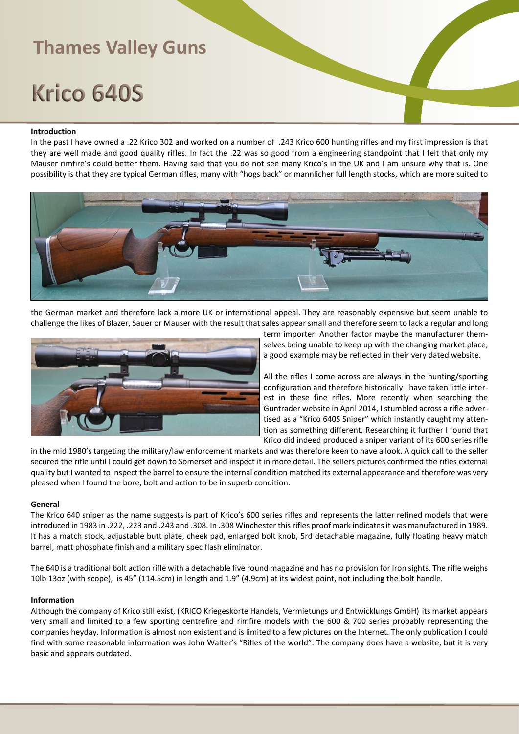# Thames Valley Guns

# Krico 640S

### Introduction

In the past I have owned a .22 Krico 302 and worked on a number of .243 Krico 600 hunting rifles and my first impression is that they are well made and good quality rifles. In fact the .22 was so good from a engineering standpoint that I felt that only my Mauser rimfire's could better them. Having said that you do not see many Krico's in the UK and I am unsure why that is. One possibility is that they are typical German rifles, many with "hogs back" or mannlicher full length stocks, which are more suited to the German market and therefore lack a more UK or international appeal. They are reasonably expensive but seem unable to challenge the likes of Blazer, Sauer or Mauser with the result that sales appear small and therefore seem to lack a regular and long term importer. Another factor maybe the manufacturer themselves being unable to keep up with the changing market place, a good example may be reflected in their very dated website.

All the rifles I come across are always in the hunting/sporting configuration and therefore historically I have taken little interest in these fine rifles. More recently when searching the Guntrader website in April 2014, I stumbled across a rifle advertised as a "Krico 640S Sniper" which instantly caught my attention as something different. Researching it further I found that Krico did indeed produced a sniper variant of its 600 series rifle in the mid 1980's targeting the military/law enforcement markets and was therefore keen to have a look. A quick call to the seller secured the rifle until I could get down to Somerset and inspect it in more detail. The sellers pictures confirmed the rifles external quality but I wanted to inspect the barrel to ensure the internal condition matched its external appearance and therefore was very pleased when I found the bore, bolt and action to be in superb condition.

### General

The Krico 640 sniper as the name suggests is part of Krico's 600 series rifles and represents the latter refined models that were introduced in 1983 in .222, .223 and .243 and .308. In .308 Winchester this rifles proof mark indicates it was manufactured in 1989. It has a match stock, adjustable butt plate, cheek pad, enlarged bolt knob, 5rd detachable magazine, fully floating heavy match barrel, matt phosphate finish and a military spec flash eliminator.

The 640 is a traditional bolt action rifle with a detachable five round magazine and has no provision for Iron sights. The rifle weighs 10lb 13oz (with scope), is 45" (114.5cm) in length and 1.9" (4.9cm) at its widest point, not including the bolt handle.

### Information

Although the company of Krico still exist, (KRICO Kriegeskorte Handels, Vermietungs und Entwicklungs GmbH) its market appears very small and limited to a few sporting centrefire and rimfire models with the 600 & 700 series probably representing the companies heyday. Information is almost non existent and is limited to a few pictures on the Internet. The only publication I could find with some reasonable information was John Walter's "Rifles of the world". The company does have a website, but it is very basic and appears outdated.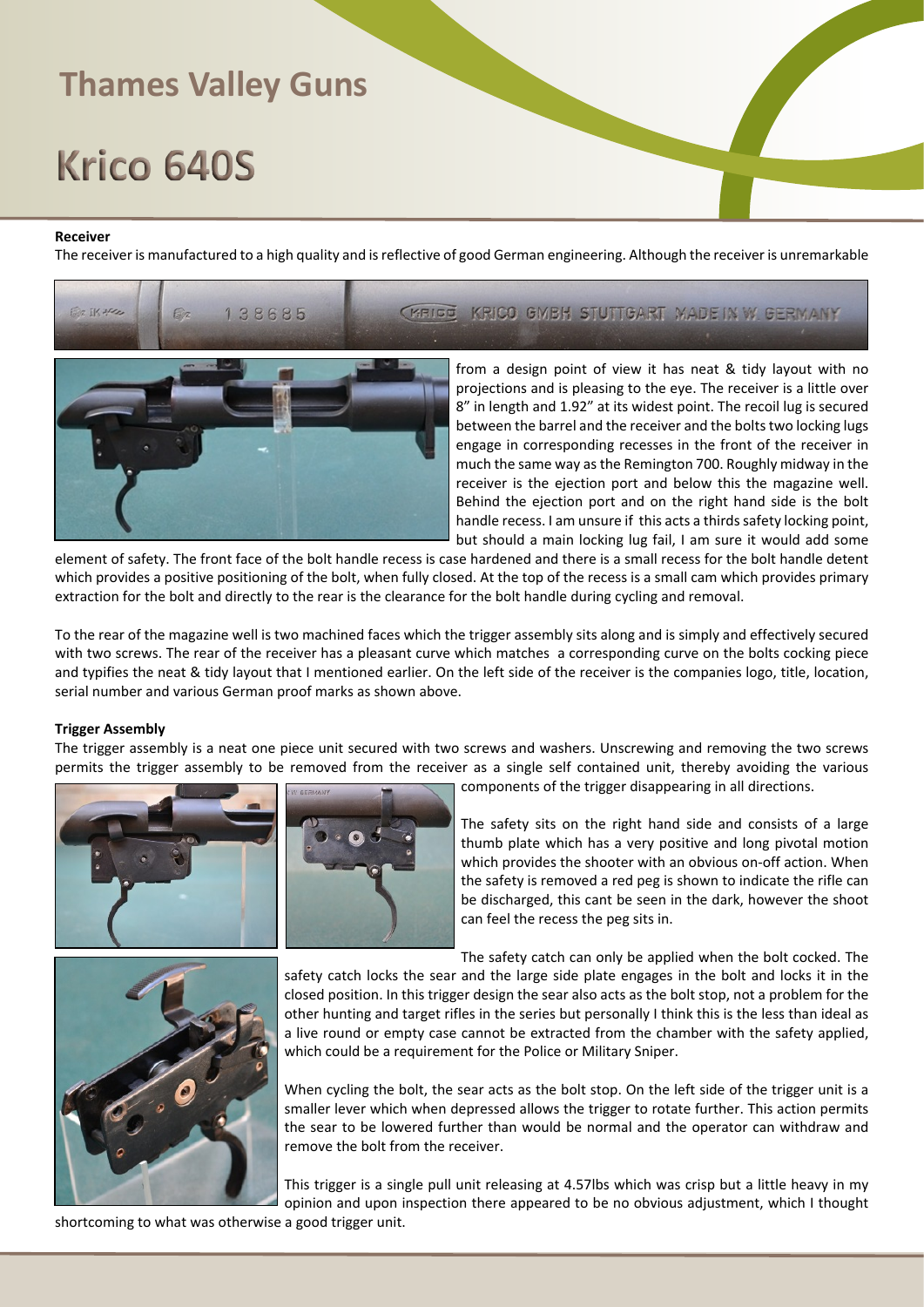# Krico 640S

**Receiver**

The receiver is manufactured to a high quality and is reflective of good German engineering. Although the receiver is unremarkable from a design point of view it has neat & tidy layout with no projections and is pleasing to the eye. The receiver is a little over 8" in length and 1.92" at its widest point. The recoil lug is secured between the barrel and the receiver and the bolts two locking lugs engage in corresponding recesses in the front of the receiver in much the same way as the Remington 700. Roughly midway in the receiver is the ejection port and below this the magazine well. Behind the ejection port and on the right hand side is the bolt handle recess. I am unsure if this acts a thirds safety locking point, but should a main locking lug fail, I am sure it would add some element of safety. The front face of the bolt handle recess is case hardened and there is a small recess for the bolt handle detent which provides a positive positioning of the bolt, when fully closed. At the top of the recess is a small cam which provides primary extraction for the bolt and directly to the rear is the clearance for the bolt handle during cycling and removal.

To the rear of the magazine well is two machined faces which the trigger assembly sits along and is simply and effectively secured with two screws. The rear of the receiver has a pleasant curve which matches a corresponding curve on the bolts cocking piece and typifies the neat & tidy layout that I mentioned earlier. On the left side of the receiver is the companies logo, title, location, serial number and various German proof marks as shown above.

**Trigger Assembly**

The trigger assembly is a neat one piece unit secured with two screws and washers. Unscrewing and removing the two screws permits the trigger assembly to be removed from the receiver as a single self contained unit, thereby avoiding the various components of the trigger disappearing in all directions.

The safety sits on the right hand side and consists of a large thumb plate which has a very positive and long pivotal motion which provides the shooter with an obvious on-off action. When the safety is removed a red peg is shown to indicate the rifle can be discharged, this cant be seen in the dark, however the shoot can feel the recess the peg sits in.

The safety catch can only be applied when the bolt cocked. The safety catch locks the sear and the large side plate engages in the bolt and locks it in the closed position. In this trigger design the sear also acts as the bolt stop, not a problem for the other hunting and target rifles in the series but personally I think this is the less than ideal as a live round or empty case cannot be extracted from the chamber with the safety applied, which could be a requirement for the Police or Military Sniper.

When cycling the bolt, the sear acts as the bolt stop. On the left side of the trigger unit is a smaller lever which when depressed allows the trigger to rotate further. This action permits the sear to be lowered further than would be normal and the operator can withdraw and remove the bolt from the receiver.

This trigger is a single pull unit releasing at 4.57lbs which was crisp but a little heavy in my opinion and upon inspection there appeared to be no obvious adjustment, which I thought shortcoming to what was otherwise a good trigger unit.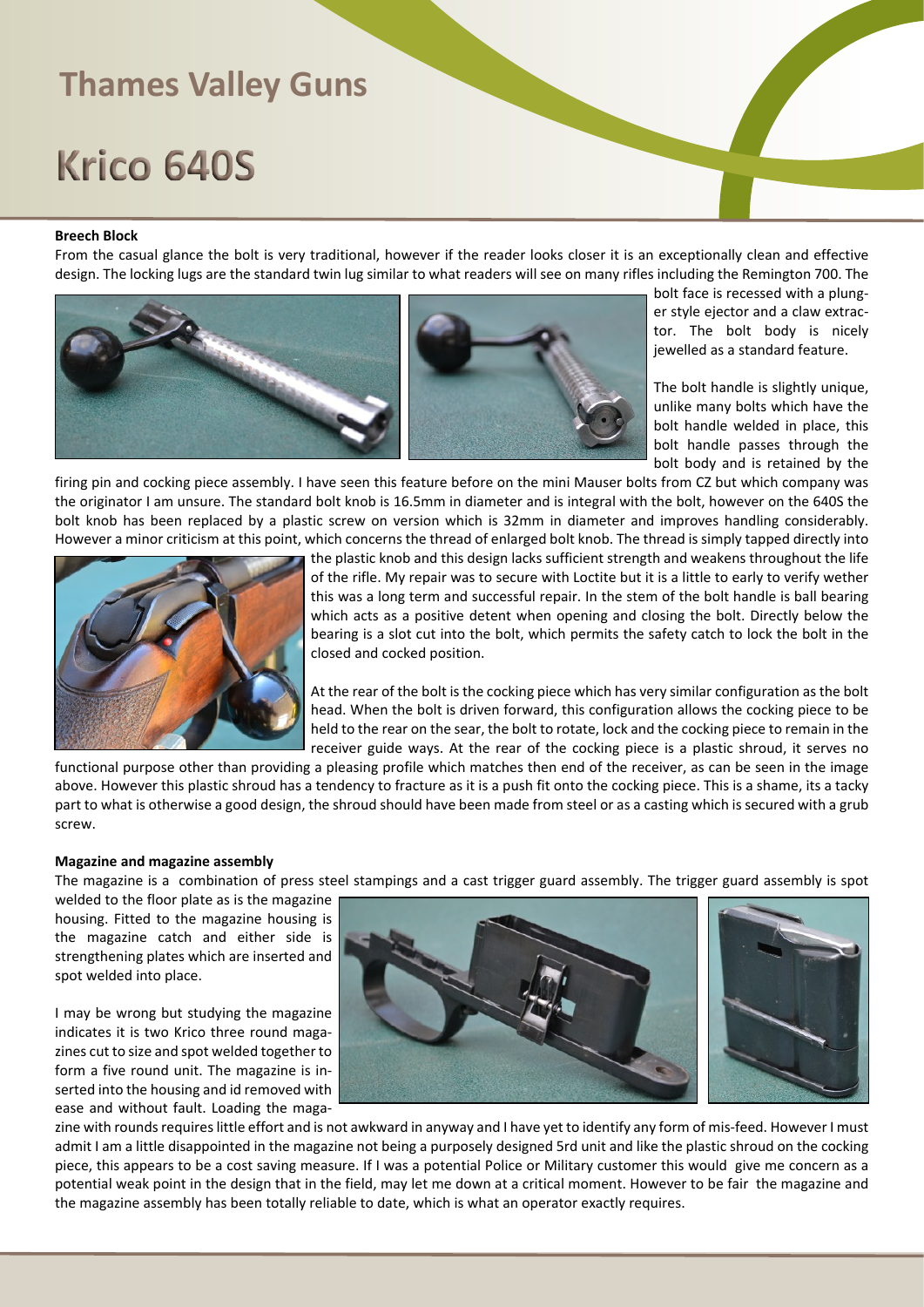# Thames Valley Guns

# Krico 640S

**Breech Block**

From the casual glance the bolt is very traditional, however if the reader looks closer it is an exceptionally clean and effective design. The locking lugs are the standard twin lug similar to what readers will see on many rifles including the Remington 700. The bolt face is recessed with a plunger style ejector and a claw extractor. The bolt body is nicely jewelled as a standard feature.

The bolt handle is slightly unique, unlike many bolts which have the bolt handle welded in place, this bolt handle passes through the bolt body and is retained by the firing pin and cocking piece assembly. I have seen this feature before on the mini Mauser bolts from CZ but which company was the originator I am unsure. The standard bolt knob is 16.5mm in diameter and is integral with the bolt, however on the 640S the bolt knob has been replaced by a plastic screw on version which is 32mm in diameter and improves handling considerably. However a minor criticism at this point, which concerns the thread of enlarged bolt knob. The thread is simply tapped directly into the plastic knob and this design lacks sufficient strength and weakens throughout the life of the rifle. My repair was to secure with Loctite but it is a little to early to verify wether this was a long term and successful repair. In the stem of the bolt handle is ball bearing which acts as a positive detent when opening and closing the bolt. Directly below the bearing is a slot cut into the bolt, which permits the safety catch to lock the bolt in the closed and cocked position.

At the rear of the bolt is the cocking piece which has very similar configuration as the bolt head. When the bolt is driven forward, this configuration allows the cocking piece to be held to the rear on the sear, the bolt to rotate, lock and the cocking piece to remain in the receiver guide ways. At the rear of the cocking piece is a plastic shroud, it serves no functional purpose other than providing a pleasing profile which matches then end of the receiver, as can be seen in the image above. However this plastic shroud has a tendency to fracture as it is a push fit onto the cocking piece. This is a shame, its a tacky part to what is otherwise a good design, the shroud should have been made from steel or as a casting which is secured with a grub screw.

**Magazine and magazine assembly**

The magazine is a combination of press steel stampings and a cast trigger guard assembly. The trigger guard assembly is spot welded to the floor plate as is the magazine housing. Fitted to the magazine housing is the magazine catch and either side is strengthening plates which are inserted and spot welded into place.

I may be wrong but studying the magazine indicates it is two Krico three round magazines cut to size and spot welded together to form a five round unit. The magazine is inserted into the housing and id removed with ease and without fault. Loading the magazine with rounds requires little effort and is not awkward in anyway and I have yet to identify any form of mis-feed. However I must admit I am a little disappointed in the magazine not being a purposely designed 5rd unit and like the plastic shroud on the cocking piece, this appears to be a cost saving measure. If I was a potential Police or Military customer this would give me concern as a potential weak point in the design that in the field, may let me down at a critical moment. However to be fair the magazine and the magazine assembly has been totally reliable to date, which is what an operator exactly requires.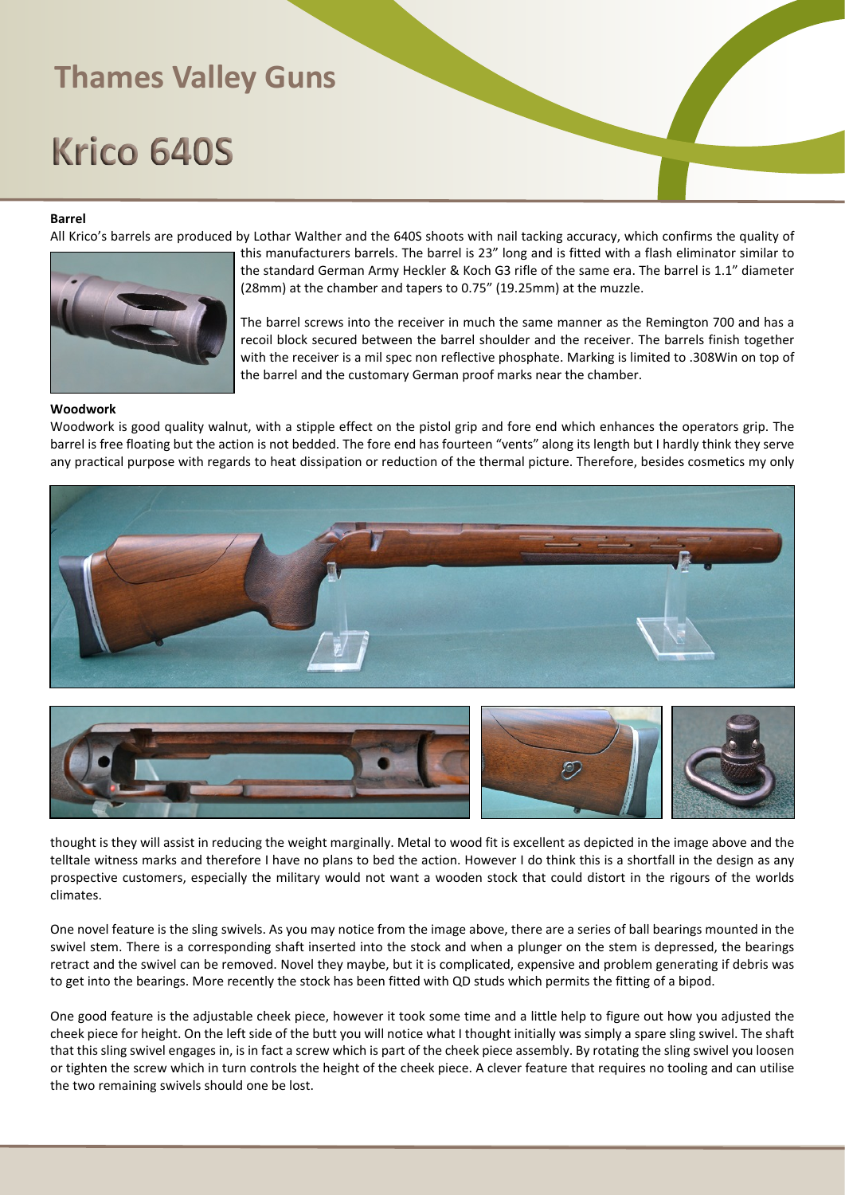# Krico 640S

**Barrel**

All Krico's barrels are produced by Lothar Walther and the 640S shoots with nail tacking accuracy, which confirms the quality of this manufacturers barrels. The barrel is 23" long and is fitted with a flash eliminator similar to the standard German Army Heckler & Koch G3 rifle of the same era. The barrel is 1.1" diameter (28mm) at the chamber and tapers to 0.75" (19.25mm) at the muzzle.

The barrel screws into the receiver in much the same manner as the Remington 700 and has a recoil block secured between the barrel shoulder and the receiver. The barrels finish together with the receiver is a mil spec non reflective phosphate. Marking is limited to .308Win on top of the barrel and the customary German proof marks near the chamber.

**Woodwork**

Woodwork is good quality walnut, with a stipple effect on the pistol grip and fore end which enhances the operators grip. The barrel is free floating but the action is not bedded. The fore end has fourteen "vents" along its length but I hardly think they serve any practical purpose with regards to heat dissipation or reduction of the thermal picture. Therefore, besides cosmetics my only thought is they will assist in reducing the weight marginally. Metal to wood fit is excellent as depicted in the image above and the telltale witness marks and therefore I have no plans to bed the action. However I do think this is a shortfall in the design as any prospective customers, especially the military would not want a wooden stock that could distort in the rigours of the worlds climates.

One novel feature is the sling swivels. As you may notice from the image above, there are a series of ball bearings mounted in the swivel stem. There is a corresponding shaft inserted into the stock and when a plunger on the stem is depressed, the bearings retract and the swivel can be removed. Novel they maybe, but it is complicated, expensive and problem generating if debris was to get into the bearings. More recently the stock has been fitted with QD studs which permits the fitting of a bipod.

One good feature is the adjustable cheek piece, however it took some time and a little help to figure out how you adjusted the cheek piece for height. On the left side of the butt you will notice what I thought initially was simply a spare sling swivel. The shaft that this sling swivel engages in, is in fact a screw which is part of the cheek piece assembly. By rotating the sling swivel you loosen or tighten the screw which in turn controls the height of the cheek piece. A clever feature that requires no tooling and can utilise the two remaining swivels should one be lost.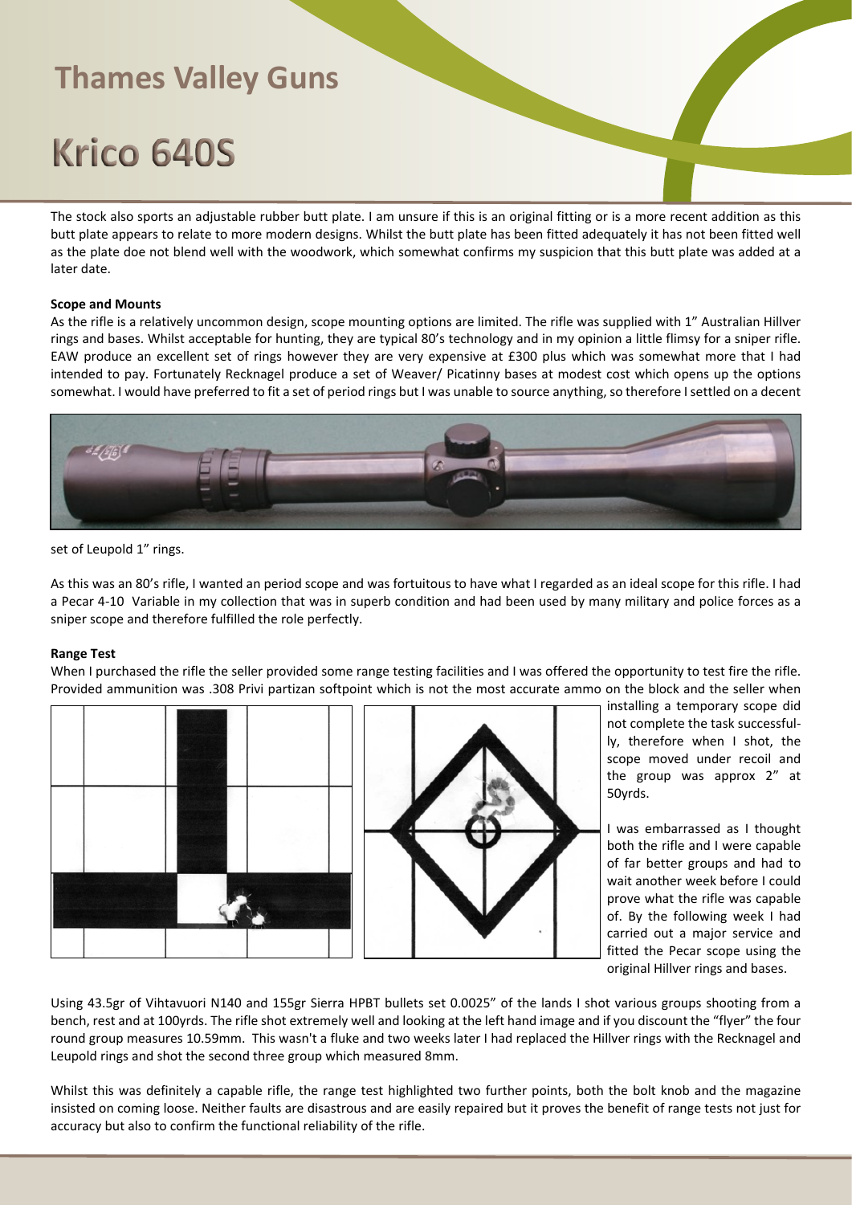The stock also sports an adjustable rubber butt plate. I am unsure if this is an original fitting or is a more recent addition as this butt plate appears to relate to more modern designs. Whilst the butt plate has been fitted adequately it has not been fitted well as the plate doe not blend well with the woodwork, which somewhat confirms my suspicion that this butt plate was added at a later date.

**Scope and Mounts**

As the rifle is a relatively uncommon design, scope mounting options are limited. The rifle was supplied with 1" Australian Hillver rings and bases. Whilst acceptable for hunting, they are typical 80's technology and in my opinion a little flimsy for a sniper rifle. EAW produce an excellent set of rings however they are very expensive at £300 plus which was somewhat more that I had intended to pay. Fortunately Recknagel produce a set of Weaver/ Picatinny bases at modest cost which opens up the options somewhat. I would have preferred to fit a set of period rings but I was unable to source anything, so therefore I settled on a decent set of Leupold 1" rings.

As this was an 80's rifle, I wanted an period scope and was fortuitous to have what I regarded as an ideal scope for this rifle. I had a Pecar 4-10 Variable in my collection that was in superb condition and had been used by many military and police forces as a sniper scope and therefore fulfilled the role perfectly.

**Range Test**

When I purchased the rifle the seller provided some range testing facilities and I was offered the opportunity to test fire the rifle. Provided ammunition was .308 Privi partizan softpoint which is not the most accurate ammo on the block and the seller when installing a temporary scope did not complete the task successfully, therefore when I shot, the scope moved under recoil and the group was approx 2" at 50yrds.

I was embarrassed as I thought both the rifle and I were capable of far better groups and had to wait another week before I could prove what the rifle was capable of. By the following week I had carried out a major service and fitted the Pecar scope using the original Hillver rings and bases.

Using 43.5gr of Vihtavuori N140 and 155gr Sierra HPBT bullets set 0.0025" of the lands I shot various groups shooting from a bench, rest and at 100yrds. The rifle shot extremely well and looking at the left hand image and if you discount the "flyer" the four round group measures 10.59mm. This wasn't a fluke and two weeks later I had replaced the Hillver rings with the Recknagel and Leupold rings and shot the second three group which measured 8mm.

Whilst this was definitely a capable rifle, the range test highlighted two further points, both the bolt knob and the magazine insisted on coming loose. Neither faults are disastrous and are easily repaired but it proves the benefit of range tests not just for accuracy but also to confirm the functional reliability of the rifle.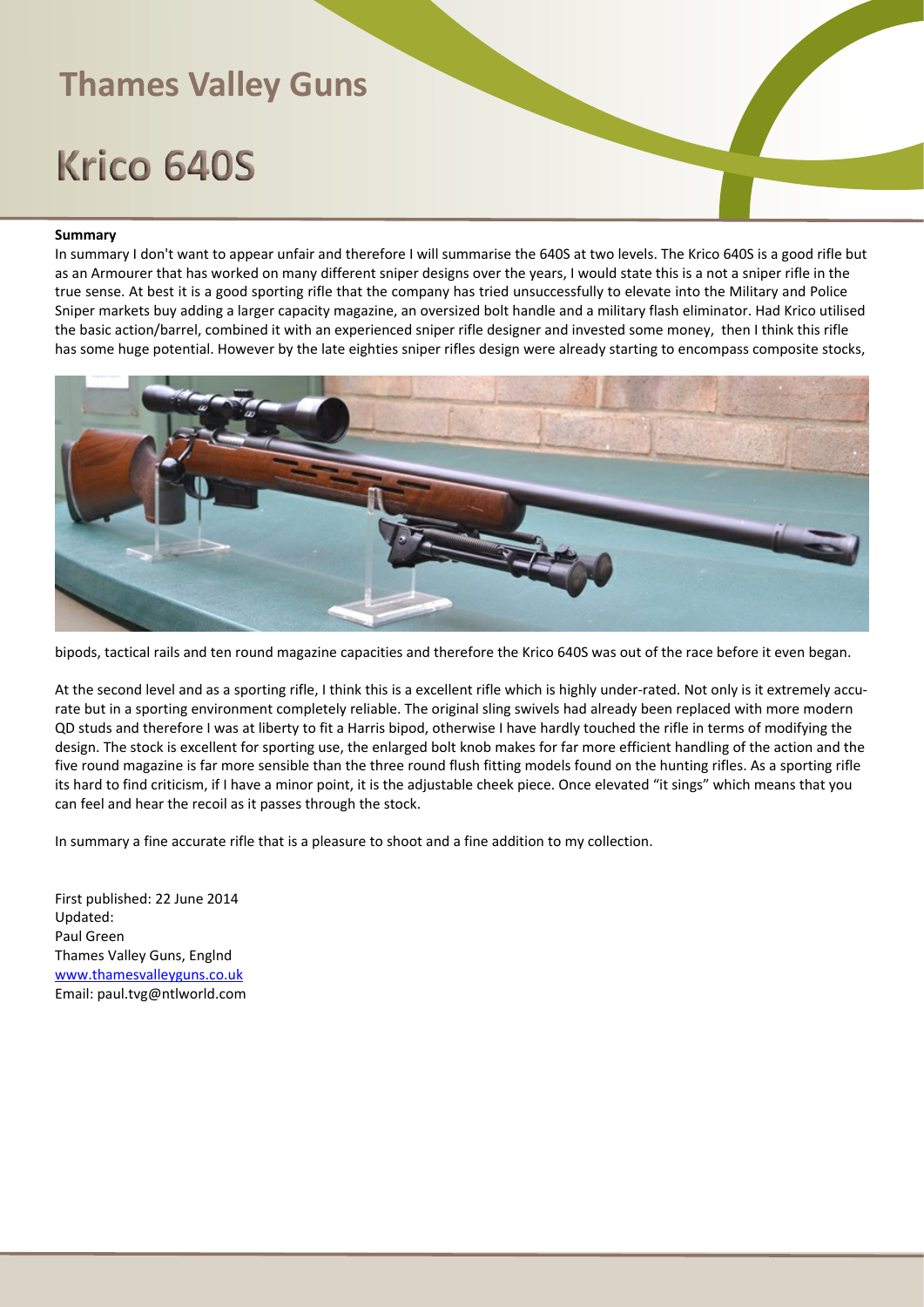# Thames Valley Guns

# Krico 640S

**Summary**

In summary I don't want to appear unfair and therefore I will summarise the 640S at two levels. The Krico 640S is a good rifle but as an Armourer that has worked on many different sniper designs over the years, I would state this is a not a sniper rifle in the true sense. At best it is a good sporting rifle that the company has tried unsuccessfully to elevate into the Military and Police Sniper markets buy adding a larger capacity magazine, an oversized bolt handle and a military flash eliminator. Had Krico utilised the basic action/barrel, combined it with an experienced sniper rifle designer and invested some money, then I think this rifle has some huge potential. However by the late eighties sniper rifles design were already starting to encompass composite stocks, bipods, tactical rails and ten round magazine capacities and therefore the Krico 640S was out of the race before it even began.

At the second level and as a sporting rifle, I think this is a excellent rifle which is highly under-rated. Not only is it extremely accurate but in a sporting environment completely reliable. The original sling swivels had already been replaced with more modern QD studs and therefore I was at liberty to fit a Harris bipod, otherwise I have hardly touched the rifle in terms of modifying the design. The stock is excellent for sporting use, the enlarged bolt knob makes for far more efficient handling of the action and the five round magazine is far more sensible than the three round flush fitting models found on the hunting rifles. As a sporting rifle its hard to find criticism, if I have a minor point, it is the adjustable cheek piece. Once elevated "it sings" which means that you can feel and hear the recoil as it passes through the stock.

In summary a fine accurate rifle that is a pleasure to shoot and a fine addition to my collection.

First published: 22 June 2014
Updated:
Paul Green
Thames Valley Guns, Englnd
[www.thamesvalleyguns.co.uk](http://www.thamesvalleyguns.co.uk)
Email: paul.tvg@ntlworld.com